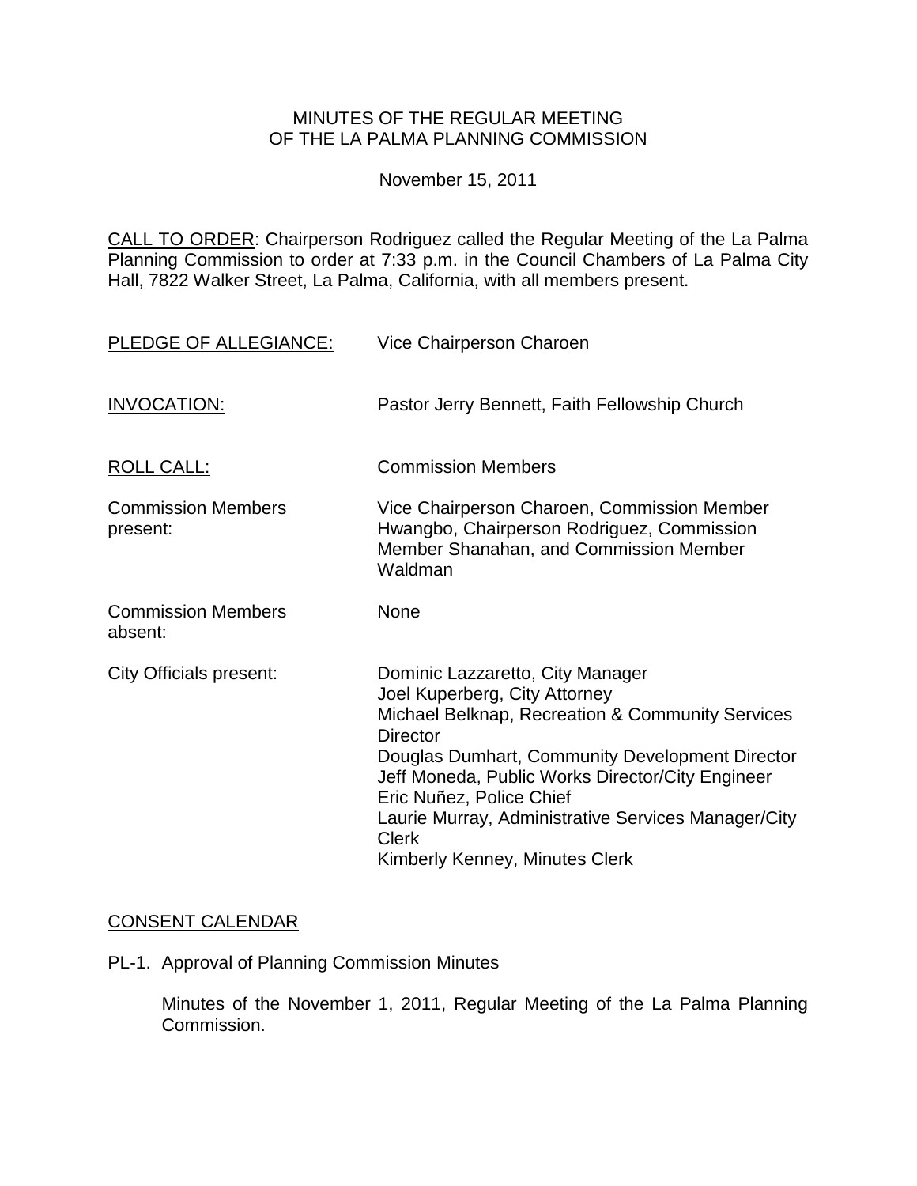MINUTES OF THE REGULAR MEETING
OF THE LA PALMA PLANNING COMMISSION

November 15, 2011

CALL TO ORDER: Chairperson Rodriguez called the Regular Meeting of the La Palma Planning Commission to order at 7:33 p.m. in the Council Chambers of La Palma City Hall, 7822 Walker Street, La Palma, California, with all members present.

PLEDGE OF ALLEGIANCE: Vice Chairperson Charoen

INVOCATION: Pastor Jerry Bennett, Faith Fellowship Church

ROLL CALL: Commission Members

Commission Members present: Vice Chairperson Charoen, Commission Member Hwangbo, Chairperson Rodriguez, Commission Member Shanahan, and Commission Member Waldman

Commission Members absent: None

City Officials present:
Dominic Lazzaretto, City Manager
Joel Kuperberg, City Attorney
Michael Belknap, Recreation & Community Services Director
Douglas Dumhart, Community Development Director
Jeff Moneda, Public Works Director/City Engineer
Eric Nuñez, Police Chief
Laurie Murray, Administrative Services Manager/City Clerk
Kimberly Kenney, Minutes Clerk

CONSENT CALENDAR

PL-1. Approval of Planning Commission Minutes

Minutes of the November 1, 2011, Regular Meeting of the La Palma Planning Commission.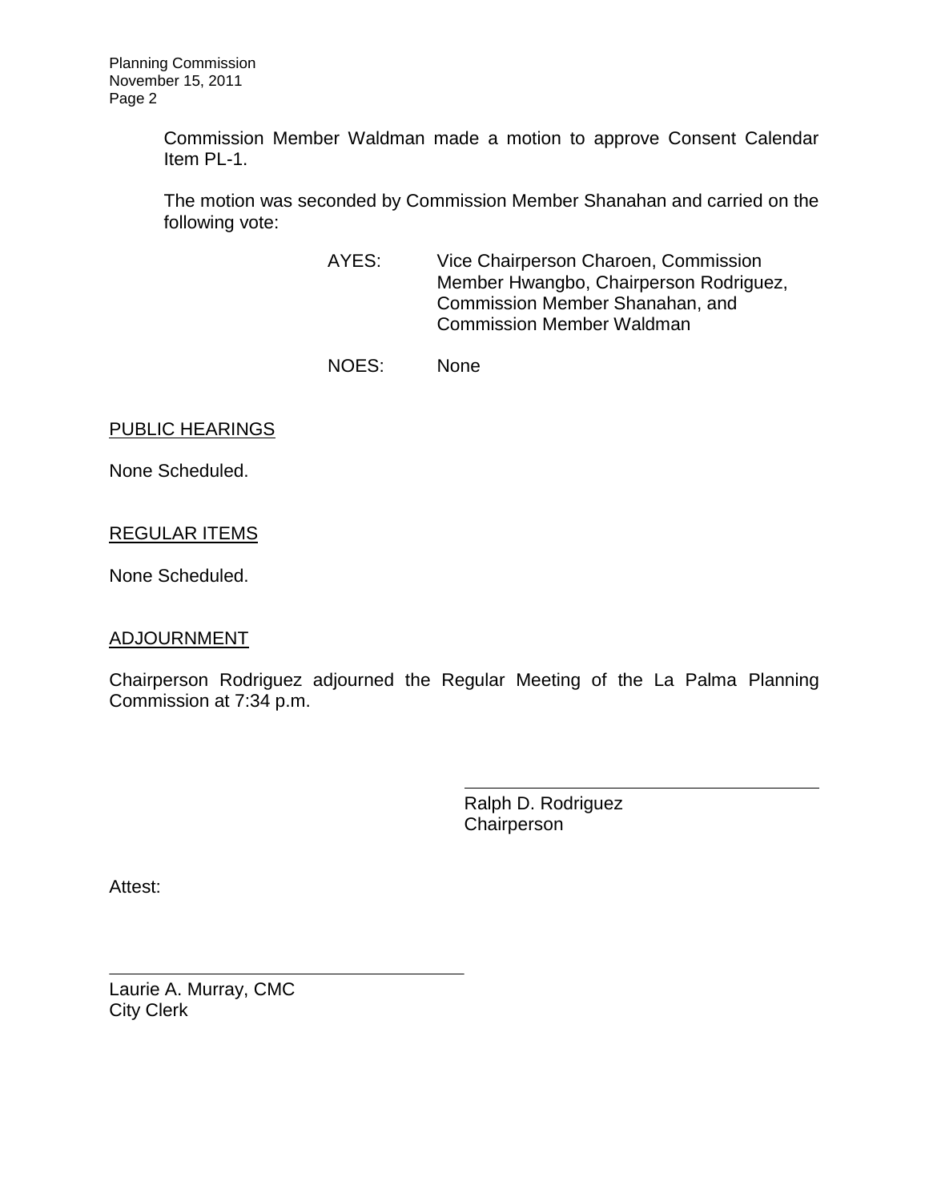Commission Member Waldman made a motion to approve Consent Calendar Item PL-1.

The motion was seconded by Commission Member Shanahan and carried on the following vote:

AYES: Vice Chairperson Charoen, Commission Member Hwangbo, Chairperson Rodriguez, Commission Member Shanahan, and Commission Member Waldman

NOES: None

PUBLIC HEARINGS

None Scheduled.

REGULAR ITEMS

None Scheduled.

ADJOURNMENT

Chairperson Rodriguez adjourned the Regular Meeting of the La Palma Planning Commission at 7:34 p.m.

Ralph D. Rodriguez
Chairperson

Attest:

Laurie A. Murray, CMC
City Clerk